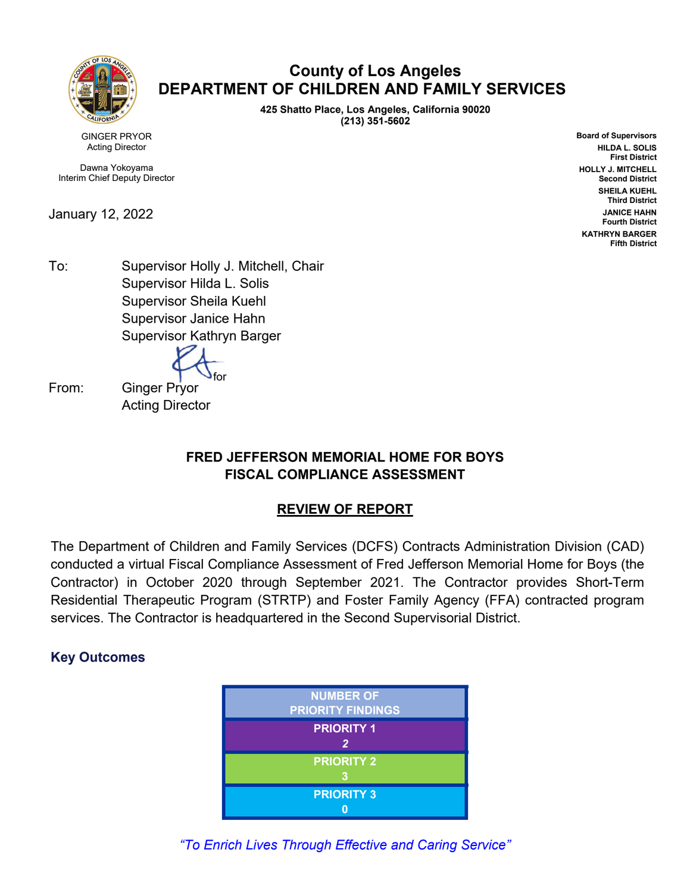# County of Los Angeles
# DEPARTMENT OF CHILDREN AND FAMILY SERVICES

**425 Shatto Place, Los Angeles, California 90020**
**(213) 351-5602**

GINGER PRYOR
Acting Director

Dawna Yokoyama
Interim Chief Deputy Director

**Board of Supervisors**
**HILDA L. SOLIS**
**First District**
**HOLLY J. MITCHELL**
**Second District**
**SHEILA KUEHL**
**Third District**
**JANICE HAHN**
**Fourth District**
**KATHRYN BARGER**
**Fifth District**

January 12, 2022

To: Supervisor Holly J. Mitchell, Chair
Supervisor Hilda L. Solis
Supervisor Sheila Kuehl
Supervisor Janice Hahn
Supervisor Kathryn Barger

From: Ginger Pryor (for)
Acting Director

**FRED JEFFERSON MEMORIAL HOME FOR BOYS**
**FISCAL COMPLIANCE ASSESSMENT**

**REVIEW OF REPORT**

The Department of Children and Family Services (DCFS) Contracts Administration Division (CAD) conducted a virtual Fiscal Compliance Assessment of Fred Jefferson Memorial Home for Boys (the Contractor) in October 2020 through September 2021. The Contractor provides Short-Term Residential Therapeutic Program (STRTP) and Foster Family Agency (FFA) contracted program services. The Contractor is headquartered in the Second Supervisorial District.

## Key Outcomes

| NUMBER OF PRIORITY FINDINGS |
|---|
| PRIORITY 1<br>2 |
| PRIORITY 2<br>3 |
| PRIORITY 3<br>0 |

*"To Enrich Lives Through Effective and Caring Service"*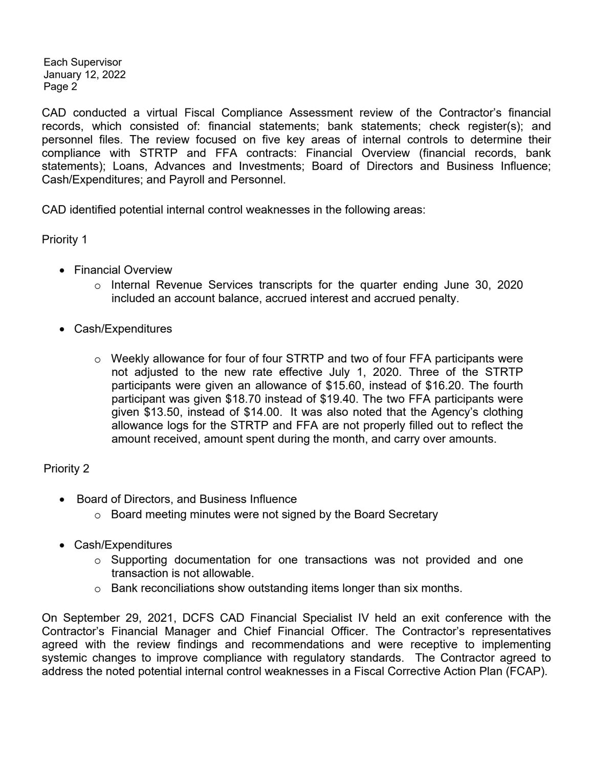CAD conducted a virtual Fiscal Compliance Assessment review of the Contractor's financial records, which consisted of: financial statements; bank statements; check register(s); and personnel files. The review focused on five key areas of internal controls to determine their compliance with STRTP and FFA contracts: Financial Overview (financial records, bank statements); Loans, Advances and Investments; Board of Directors and Business Influence; Cash/Expenditures; and Payroll and Personnel.

CAD identified potential internal control weaknesses in the following areas:

Priority 1

- Financial Overview
  - Internal Revenue Services transcripts for the quarter ending June 30, 2020 included an account balance, accrued interest and accrued penalty.

- Cash/Expenditures
  - Weekly allowance for four of four STRTP and two of four FFA participants were not adjusted to the new rate effective July 1, 2020. Three of the STRTP participants were given an allowance of $15.60, instead of $16.20. The fourth participant was given $18.70 instead of $19.40. The two FFA participants were given $13.50, instead of $14.00. It was also noted that the Agency's clothing allowance logs for the STRTP and FFA are not properly filled out to reflect the amount received, amount spent during the month, and carry over amounts.

Priority 2

- Board of Directors, and Business Influence
  - Board meeting minutes were not signed by the Board Secretary

- Cash/Expenditures
  - Supporting documentation for one transactions was not provided and one transaction is not allowable.
  - Bank reconciliations show outstanding items longer than six months.

On September 29, 2021, DCFS CAD Financial Specialist IV held an exit conference with the Contractor's Financial Manager and Chief Financial Officer. The Contractor's representatives agreed with the review findings and recommendations and were receptive to implementing systemic changes to improve compliance with regulatory standards. The Contractor agreed to address the noted potential internal control weaknesses in a Fiscal Corrective Action Plan (FCAP).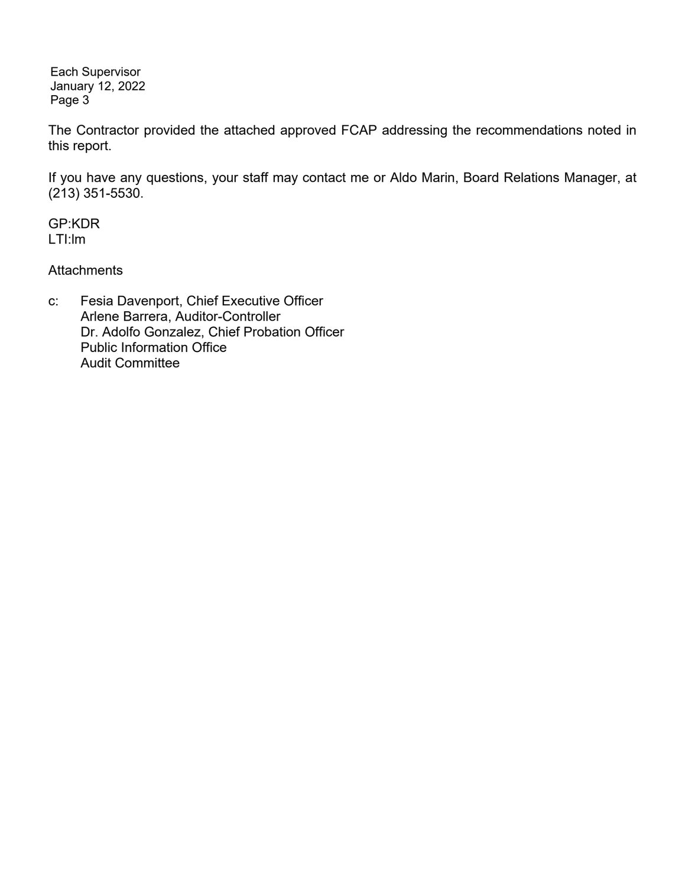The Contractor provided the attached approved FCAP addressing the recommendations noted in this report.

If you have any questions, your staff may contact me or Aldo Marin, Board Relations Manager, at (213) 351-5530.

GP:KDR
LTI:lm

Attachments

c: Fesia Davenport, Chief Executive Officer
Arlene Barrera, Auditor-Controller
Dr. Adolfo Gonzalez, Chief Probation Officer
Public Information Office
Audit Committee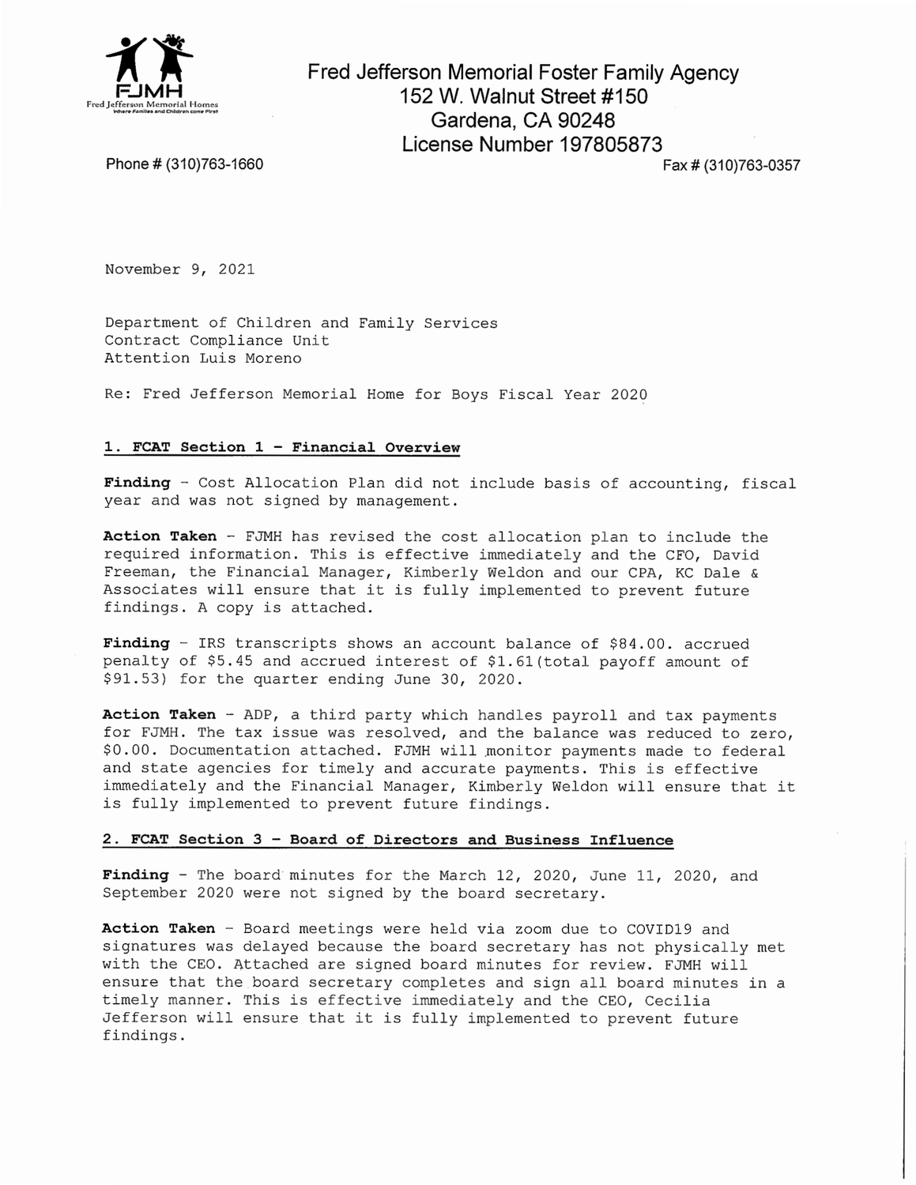FJMH
Fred Jefferson Memorial Homes
Where Families and Children come First

**Fred Jefferson Memorial Foster Family Agency**
**152 W. Walnut Street #150**
**Gardena, CA 90248**
**License Number 197805873**

Phone # (310)763-1660 Fax # (310)763-0357

November 9, 2021

Department of Children and Family Services
Contract Compliance Unit
Attention Luis Moreno

Re: Fred Jefferson Memorial Home for Boys Fiscal Year 2020

**1. FCAT Section 1 - Financial Overview**

**Finding** - Cost Allocation Plan did not include basis of accounting, fiscal year and was not signed by management.

**Action Taken** - FJMH has revised the cost allocation plan to include the required information. This is effective immediately and the CFO, David Freeman, the Financial Manager, Kimberly Weldon and our CPA, KC Dale & Associates will ensure that it is fully implemented to prevent future findings. A copy is attached.

**Finding** - IRS transcripts shows an account balance of $84.00. accrued penalty of $5.45 and accrued interest of $1.61(total payoff amount of $91.53) for the quarter ending June 30, 2020.

**Action Taken** - ADP, a third party which handles payroll and tax payments for FJMH. The tax issue was resolved, and the balance was reduced to zero, $0.00. Documentation attached. FJMH will monitor payments made to federal and state agencies for timely and accurate payments. This is effective immediately and the Financial Manager, Kimberly Weldon will ensure that it is fully implemented to prevent future findings.

**2. FCAT Section 3 - Board of Directors and Business Influence**

**Finding** - The board minutes for the March 12, 2020, June 11, 2020, and September 2020 were not signed by the board secretary.

**Action Taken** - Board meetings were held via zoom due to COVID19 and signatures was delayed because the board secretary has not physically met with the CEO. Attached are signed board minutes for review. FJMH will ensure that the board secretary completes and sign all board minutes in a timely manner. This is effective immediately and the CEO, Cecilia Jefferson will ensure that it is fully implemented to prevent future findings.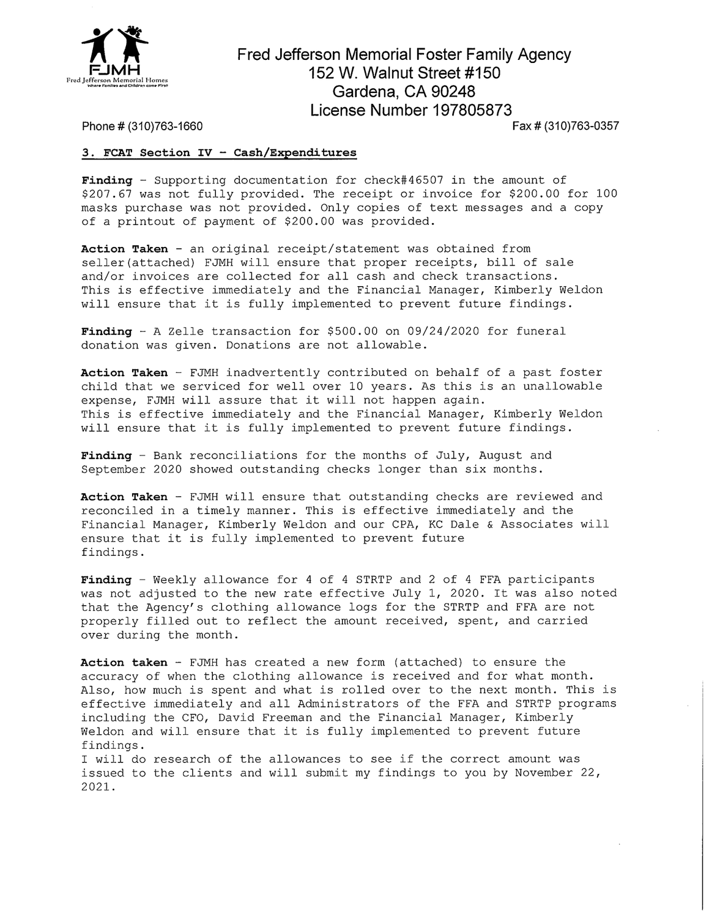FJMH
Fred Jefferson Memorial Homes
Where Families and Children come First

# Fred Jefferson Memorial Foster Family Agency
152 W. Walnut Street #150
Gardena, CA 90248
License Number 197805873

Phone # (310)763-1660 | Fax # (310)763-0357

## 3. FCAT Section IV – Cash/Expenditures

**Finding** - Supporting documentation for check#46507 in the amount of $207.67 was not fully provided. The receipt or invoice for $200.00 for 100 masks purchase was not provided. Only copies of text messages and a copy of a printout of payment of $200.00 was provided.

**Action Taken** - an original receipt/statement was obtained from seller(attached) FJMH will ensure that proper receipts, bill of sale and/or invoices are collected for all cash and check transactions. This is effective immediately and the Financial Manager, Kimberly Weldon will ensure that it is fully implemented to prevent future findings.

**Finding** - A Zelle transaction for $500.00 on 09/24/2020 for funeral donation was given. Donations are not allowable.

**Action Taken** - FJMH inadvertently contributed on behalf of a past foster child that we serviced for well over 10 years. As this is an unallowable expense, FJMH will assure that it will not happen again. This is effective immediately and the Financial Manager, Kimberly Weldon will ensure that it is fully implemented to prevent future findings.

**Finding** - Bank reconciliations for the months of July, August and September 2020 showed outstanding checks longer than six months.

**Action Taken** - FJMH will ensure that outstanding checks are reviewed and reconciled in a timely manner. This is effective immediately and the Financial Manager, Kimberly Weldon and our CPA, KC Dale & Associates will ensure that it is fully implemented to prevent future findings.

**Finding** - Weekly allowance for 4 of 4 STRTP and 2 of 4 FFA participants was not adjusted to the new rate effective July 1, 2020. It was also noted that the Agency's clothing allowance logs for the STRTP and FFA are not properly filled out to reflect the amount received, spent, and carried over during the month.

**Action taken** - FJMH has created a new form (attached) to ensure the accuracy of when the clothing allowance is received and for what month. Also, how much is spent and what is rolled over to the next month. This is effective immediately and all Administrators of the FFA and STRTP programs including the CFO, David Freeman and the Financial Manager, Kimberly Weldon and will ensure that it is fully implemented to prevent future findings.
I will do research of the allowances to see if the correct amount was issued to the clients and will submit my findings to you by November 22, 2021.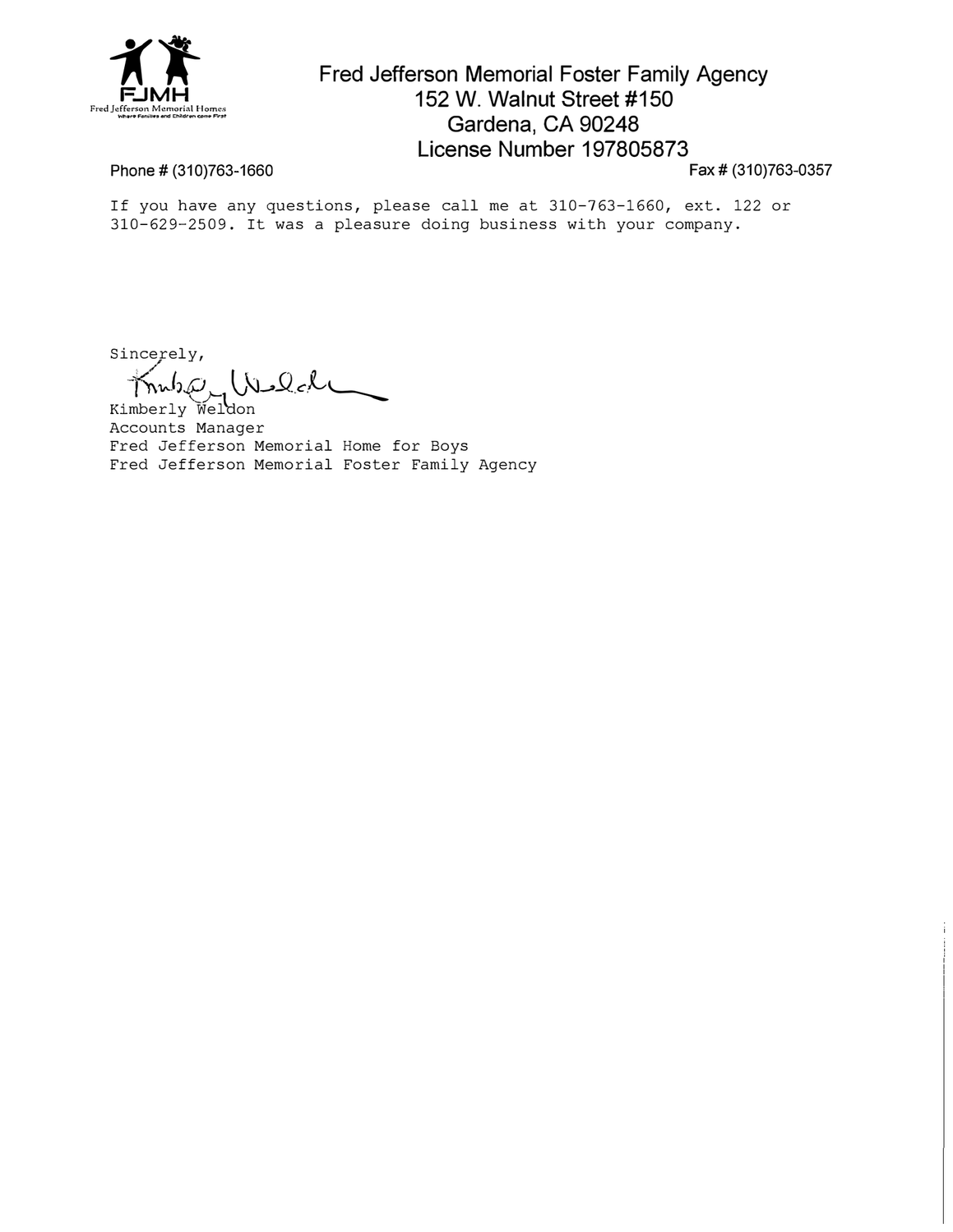FJMH

Fred Jefferson Memorial Homes

Where Families and Children come First

Fred Jefferson Memorial Foster Family Agency
152 W. Walnut Street #150
Gardena, CA 90248
License Number 197805873

Phone # (310)763-1660

Fax # (310)763-0357

If you have any questions, please call me at 310-763-1660, ext. 122 or 310-629-2509. It was a pleasure doing business with your company.

Sincerely,

Kimberly Weldon
Accounts Manager
Fred Jefferson Memorial Home for Boys
Fred Jefferson Memorial Foster Family Agency